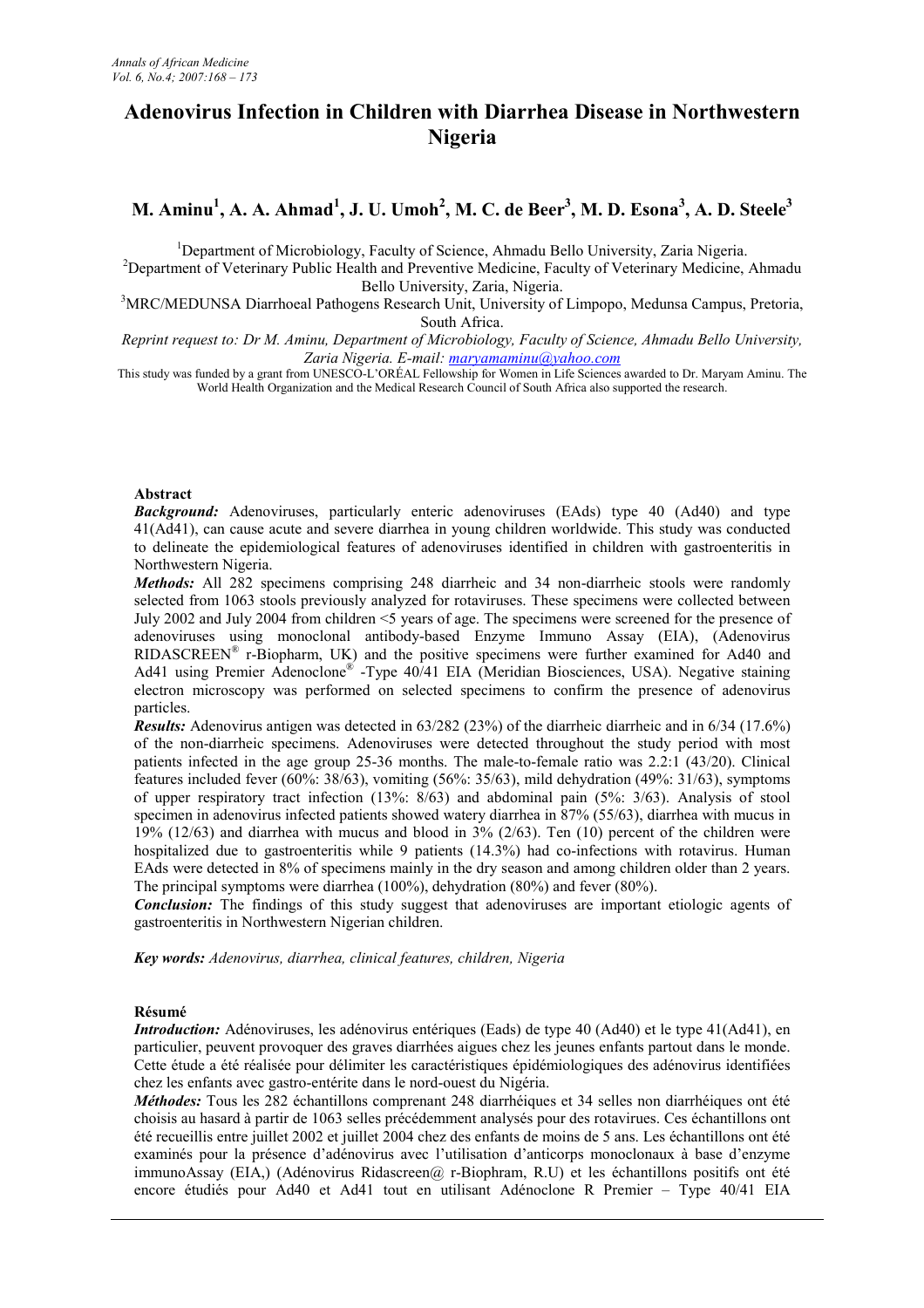# Adenovirus Infection in Children with Diarrhea Disease in Northwestern Nigeria

## M. Aminu[1], A. A. Ahmad[1], J. U. Umoh[2], M. C. de Beer[3], M. D. Esona[3], A. D. Steele[3]

[1]Department of Microbiology, Faculty of Science, Ahmadu Bello University, Zaria Nigeria.
[2]Department of Veterinary Public Health and Preventive Medicine, Faculty of Veterinary Medicine, Ahmadu Bello University, Zaria, Nigeria.
[3]MRC/MEDUNSA Diarrhoeal Pathogens Research Unit, University of Limpopo, Medunsa Campus, Pretoria, South Africa.

*Reprint request to: Dr M. Aminu, Department of Microbiology, Faculty of Science, Ahmadu Bello University, Zaria Nigeria. E-mail: maryamaminu@yahoo.com*

This study was funded by a grant from UNESCO-L'ORÉAL Fellowship for Women in Life Sciences awarded to Dr. Maryam Aminu. The World Health Organization and the Medical Research Council of South Africa also supported the research.

### Abstract

***Background:*** Adenoviruses, particularly enteric adenoviruses (EAds) type 40 (Ad40) and type 41(Ad41), can cause acute and severe diarrhea in young children worldwide. This study was conducted to delineate the epidemiological features of adenoviruses identified in children with gastroenteritis in Northwestern Nigeria.

***Methods:*** All 282 specimens comprising 248 diarrheic and 34 non-diarrheic stools were randomly selected from 1063 stools previously analyzed for rotaviruses. These specimens were collected between July 2002 and July 2004 from children <5 years of age. The specimens were screened for the presence of adenoviruses using monoclonal antibody-based Enzyme Immuno Assay (EIA), (Adenovirus RIDASCREEN® r-Biopharm, UK) and the positive specimens were further examined for Ad40 and Ad41 using Premier Adenoclone® -Type 40/41 EIA (Meridian Biosciences, USA). Negative staining electron microscopy was performed on selected specimens to confirm the presence of adenovirus particles.

***Results:*** Adenovirus antigen was detected in 63/282 (23%) of the diarrheic diarrheic and in 6/34 (17.6%) of the non-diarrheic specimens. Adenoviruses were detected throughout the study period with most patients infected in the age group 25-36 months. The male-to-female ratio was 2.2:1 (43/20). Clinical features included fever (60%: 38/63), vomiting (56%: 35/63), mild dehydration (49%: 31/63), symptoms of upper respiratory tract infection (13%: 8/63) and abdominal pain (5%: 3/63). Analysis of stool specimen in adenovirus infected patients showed watery diarrhea in 87% (55/63), diarrhea with mucus in 19% (12/63) and diarrhea with mucus and blood in 3% (2/63). Ten (10) percent of the children were hospitalized due to gastroenteritis while 9 patients (14.3%) had co-infections with rotavirus. Human EAds were detected in 8% of specimens mainly in the dry season and among children older than 2 years. The principal symptoms were diarrhea (100%), dehydration (80%) and fever (80%).

***Conclusion:*** The findings of this study suggest that adenoviruses are important etiologic agents of gastroenteritis in Northwestern Nigerian children.

***Key words:*** *Adenovirus, diarrhea, clinical features, children, Nigeria*

### Résumé

***Introduction:*** Adénoviruses, les adénovirus entériques (Eads) de type 40 (Ad40) et le type 41(Ad41), en particulier, peuvent provoquer des graves diarrhées aigues chez les jeunes enfants partout dans le monde. Cette étude a été réalisée pour délimiter les caractéristiques épidémiologiques des adénovirus identifiées chez les enfants avec gastro-entérite dans le nord-ouest du Nigéria.

***Méthodes:*** Tous les 282 échantillons comprenant 248 diarrhéiques et 34 selles non diarrhéiques ont été choisis au hasard à partir de 1063 selles précédemment analysés pour des rotavirues. Ces échantillons ont été recueillis entre juillet 2002 et juillet 2004 chez des enfants de moins de 5 ans. Les échantillons ont été examinés pour la présence d'adénovirus avec l'utilisation d'anticorps monoclonaux à base d'enzyme immunoAssay (EIA,) (Adénovirus Ridascreen@ r-Biophram, R.U) et les échantillons positifs ont été encore étudiés pour Ad40 et Ad41 tout en utilisant Adénoclone R Premier – Type 40/41 EIA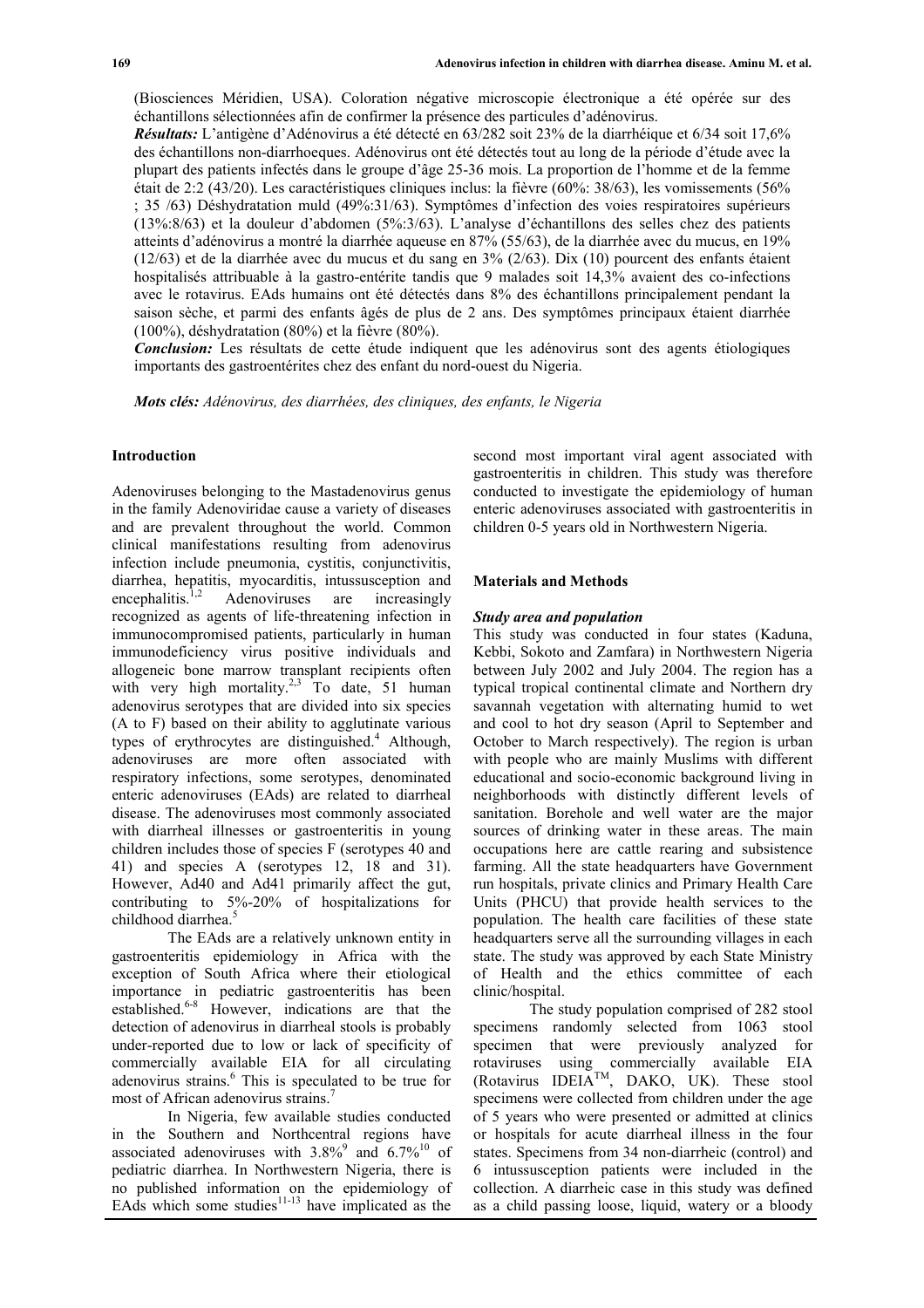(Biosciences Méridien, USA). Coloration négative microscopie électronique a été opérée sur des échantillons sélectionnées afin de confirmer la présence des particules d'adénovirus.

***Résultats:*** L'antigène d'Adénovirus a été détecté en 63/282 soit 23% de la diarrhéique et 6/34 soit 17,6% des échantillons non-diarrhoeques. Adénovirus ont été détectés tout au long de la période d'étude avec la plupart des patients infectés dans le groupe d'âge 25-36 mois. La proportion de l'homme et de la femme était de 2:2 (43/20). Les caractéristiques cliniques inclus: la fièvre (60%: 38/63), les vomissements (56% ; 35 /63) Déshydratation muld (49%:31/63). Symptômes d'infection des voies respiratoires supérieurs (13%:8/63) et la douleur d'abdomen (5%:3/63). L'analyse d'échantillons des selles chez des patients atteints d'adénovirus a montré la diarrhée aqueuse en 87% (55/63), de la diarrhée avec du mucus, en 19% (12/63) et de la diarrhée avec du mucus et du sang en 3% (2/63). Dix (10) pourcent des enfants étaient hospitalisés attribuable à la gastro-entérite tandis que 9 malades soit 14,3% avaient des co-infections avec le rotavirus. EAds humains ont été détectés dans 8% des échantillons principalement pendant la saison sèche, et parmi des enfants âgés de plus de 2 ans. Des symptômes principaux étaient diarrhée (100%), déshydratation (80%) et la fièvre (80%).

***Conclusion:*** Les résultats de cette étude indiquent que les adénovirus sont des agents étiologiques importants des gastroentérites chez des enfant du nord-ouest du Nigeria.

***Mots clés:*** *Adénovirus, des diarrhées, des cliniques, des enfants, le Nigeria*

## Introduction

Adenoviruses belonging to the Mastadenovirus genus in the family Adenoviridae cause a variety of diseases and are prevalent throughout the world. Common clinical manifestations resulting from adenovirus infection include pneumonia, cystitis, conjunctivitis, diarrhea, hepatitis, myocarditis, intussusception and encephalitis.[1,2] Adenoviruses are increasingly recognized as agents of life-threatening infection in immunocompromised patients, particularly in human immunodeficiency virus positive individuals and allogeneic bone marrow transplant recipients often with very high mortality.[2,3] To date, 51 human adenovirus serotypes that are divided into six species (A to F) based on their ability to agglutinate various types of erythrocytes are distinguished.[4] Although, adenoviruses are more often associated with respiratory infections, some serotypes, denominated enteric adenoviruses (EAds) are related to diarrheal disease. The adenoviruses most commonly associated with diarrheal illnesses or gastroenteritis in young children includes those of species F (serotypes 40 and 41) and species A (serotypes 12, 18 and 31). However, Ad40 and Ad41 primarily affect the gut, contributing to 5%-20% of hospitalizations for childhood diarrhea.[5]

The EAds are a relatively unknown entity in gastroenteritis epidemiology in Africa with the exception of South Africa where their etiological importance in pediatric gastroenteritis has been established.[6-8] However, indications are that the detection of adenovirus in diarrheal stools is probably under-reported due to low or lack of specificity of commercially available EIA for all circulating adenovirus strains.[6] This is speculated to be true for most of African adenovirus strains.[7]

In Nigeria, few available studies conducted in the Southern and Northcentral regions have associated adenoviruses with 3.8%[9] and 6.7%[10] of pediatric diarrhea. In Northwestern Nigeria, there is no published information on the epidemiology of EAds which some studies[11-13] have implicated as the second most important viral agent associated with gastroenteritis in children. This study was therefore conducted to investigate the epidemiology of human enteric adenoviruses associated with gastroenteritis in children 0-5 years old in Northwestern Nigeria.

## Materials and Methods

### *Study area and population*

This study was conducted in four states (Kaduna, Kebbi, Sokoto and Zamfara) in Northwestern Nigeria between July 2002 and July 2004. The region has a typical tropical continental climate and Northern dry savannah vegetation with alternating humid to wet and cool to hot dry season (April to September and October to March respectively). The region is urban with people who are mainly Muslims with different educational and socio-economic background living in neighborhoods with distinctly different levels of sanitation. Borehole and well water are the major sources of drinking water in these areas. The main occupations here are cattle rearing and subsistence farming. All the state headquarters have Government run hospitals, private clinics and Primary Health Care Units (PHCU) that provide health services to the population. The health care facilities of these state headquarters serve all the surrounding villages in each state. The study was approved by each State Ministry of Health and the ethics committee of each clinic/hospital.

The study population comprised of 282 stool specimens randomly selected from 1063 stool specimen that were previously analyzed for rotaviruses using commercially available EIA (Rotavirus IDEIA™, DAKO, UK). These stool specimens were collected from children under the age of 5 years who were presented or admitted at clinics or hospitals for acute diarrheal illness in the four states. Specimens from 34 non-diarrheic (control) and 6 intussusception patients were included in the collection. A diarrheic case in this study was defined as a child passing loose, liquid, watery or a bloody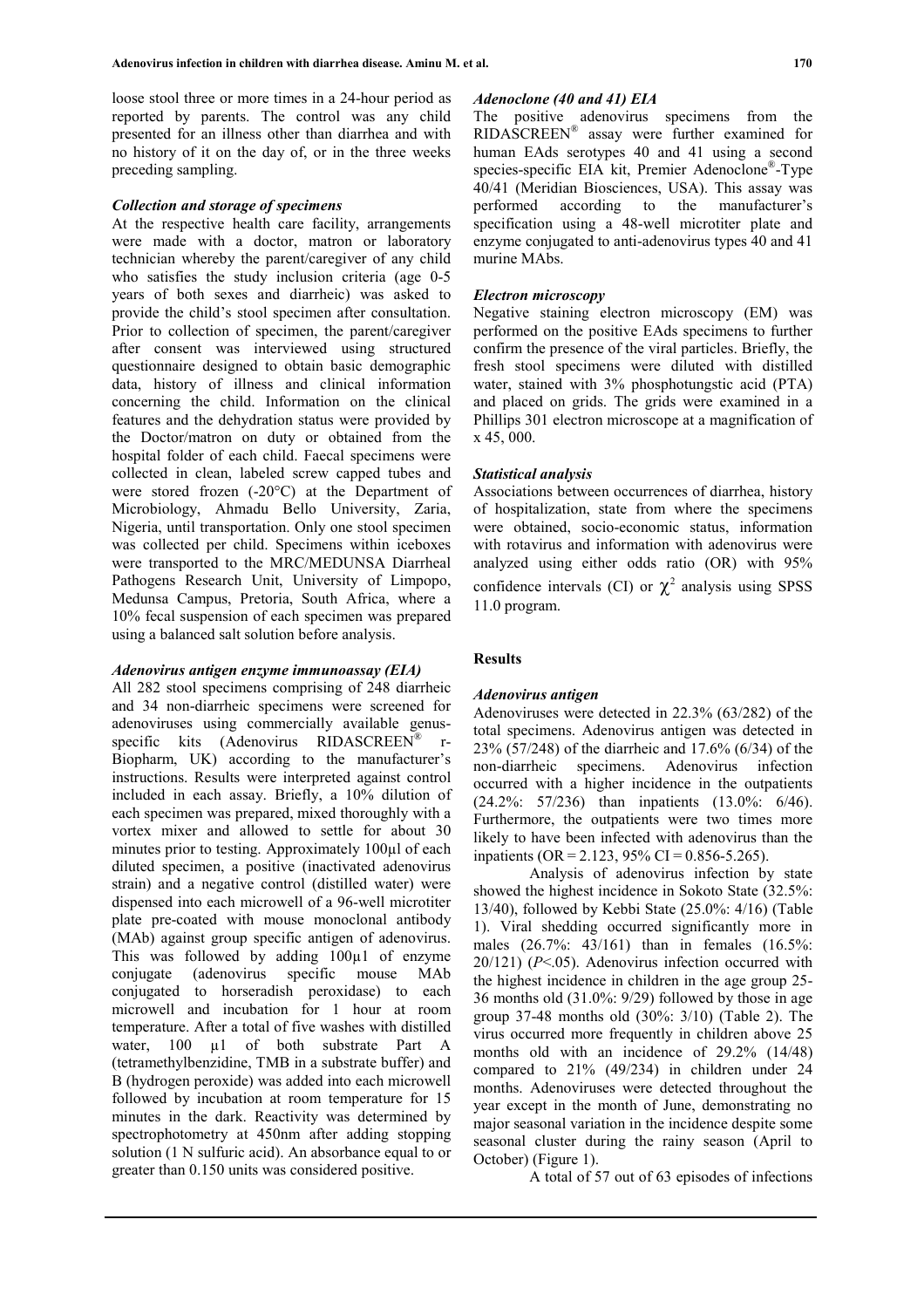loose stool three or more times in a 24-hour period as reported by parents. The control was any child presented for an illness other than diarrhea and with no history of it on the day of, or in the three weeks preceding sampling.

### *Collection and storage of specimens*

At the respective health care facility, arrangements were made with a doctor, matron or laboratory technician whereby the parent/caregiver of any child who satisfies the study inclusion criteria (age 0-5 years of both sexes and diarrheic) was asked to provide the child's stool specimen after consultation. Prior to collection of specimen, the parent/caregiver after consent was interviewed using structured questionnaire designed to obtain basic demographic data, history of illness and clinical information concerning the child. Information on the clinical features and the dehydration status were provided by the Doctor/matron on duty or obtained from the hospital folder of each child. Faecal specimens were collected in clean, labeled screw capped tubes and were stored frozen (-20°C) at the Department of Microbiology, Ahmadu Bello University, Zaria, Nigeria, until transportation. Only one stool specimen was collected per child. Specimens within iceboxes were transported to the MRC/MEDUNSA Diarrheal Pathogens Research Unit, University of Limpopo, Medunsa Campus, Pretoria, South Africa, where a 10% fecal suspension of each specimen was prepared using a balanced salt solution before analysis.

### *Adenovirus antigen enzyme immunoassay (EIA)*

All 282 stool specimens comprising of 248 diarrheic and 34 non-diarrheic specimens were screened for adenoviruses using commercially available genus-specific kits (Adenovirus RIDASCREEN® r-Biopharm, UK) according to the manufacturer's instructions. Results were interpreted against control included in each assay. Briefly, a 10% dilution of each specimen was prepared, mixed thoroughly with a vortex mixer and allowed to settle for about 30 minutes prior to testing. Approximately 100µl of each diluted specimen, a positive (inactivated adenovirus strain) and a negative control (distilled water) were dispensed into each microwell of a 96-well microtiter plate pre-coated with mouse monoclonal antibody (MAb) against group specific antigen of adenovirus. This was followed by adding 100µ1 of enzyme conjugate (adenovirus specific mouse MAb conjugated to horseradish peroxidase) to each microwell and incubation for 1 hour at room temperature. After a total of five washes with distilled water, 100 µ1 of both substrate Part A (tetramethylbenzidine, TMB in a substrate buffer) and B (hydrogen peroxide) was added into each microwell followed by incubation at room temperature for 15 minutes in the dark. Reactivity was determined by spectrophotometry at 450nm after adding stopping solution (1 N sulfuric acid). An absorbance equal to or greater than 0.150 units was considered positive.

### *Adenoclone (40 and 41) EIA*

The positive adenovirus specimens from the RIDASCREEN® assay were further examined for human EAds serotypes 40 and 41 using a second species-specific EIA kit, Premier Adenoclone®-Type 40/41 (Meridian Biosciences, USA). This assay was performed according to the manufacturer's specification using a 48-well microtiter plate and enzyme conjugated to anti-adenovirus types 40 and 41 murine MAbs.

### *Electron microscopy*

Negative staining electron microscopy (EM) was performed on the positive EAds specimens to further confirm the presence of the viral particles. Briefly, the fresh stool specimens were diluted with distilled water, stained with 3% phosphotungstic acid (PTA) and placed on grids. The grids were examined in a Phillips 301 electron microscope at a magnification of x 45, 000.

### *Statistical analysis*

Associations between occurrences of diarrhea, history of hospitalization, state from where the specimens were obtained, socio-economic status, information with rotavirus and information with adenovirus were analyzed using either odds ratio (OR) with 95% confidence intervals (CI) or $\chi^2$ analysis using SPSS 11.0 program.

## Results

### *Adenovirus antigen*

Adenoviruses were detected in 22.3% (63/282) of the total specimens. Adenovirus antigen was detected in 23% (57/248) of the diarrheic and 17.6% (6/34) of the non-diarrheic specimens. Adenovirus infection occurred with a higher incidence in the outpatients (24.2%: 57/236) than inpatients (13.0%: 6/46). Furthermore, the outpatients were two times more likely to have been infected with adenovirus than the inpatients (OR = 2.123, 95% CI = 0.856-5.265).

Analysis of adenovirus infection by state showed the highest incidence in Sokoto State (32.5%: 13/40), followed by Kebbi State (25.0%: 4/16) (Table 1). Viral shedding occurred significantly more in males (26.7%: 43/161) than in females (16.5%: 20/121) ($P<.05$). Adenovirus infection occurred with the highest incidence in children in the age group 25-36 months old (31.0%: 9/29) followed by those in age group 37-48 months old (30%: 3/10) (Table 2). The virus occurred more frequently in children above 25 months old with an incidence of 29.2% (14/48) compared to 21% (49/234) in children under 24 months. Adenoviruses were detected throughout the year except in the month of June, demonstrating no major seasonal variation in the incidence despite some seasonal cluster during the rainy season (April to October) (Figure 1).

A total of 57 out of 63 episodes of infections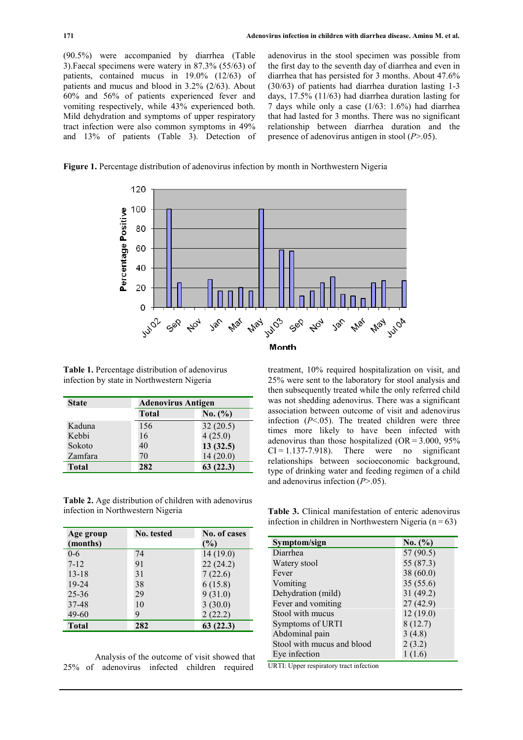(90.5%) were accompanied by diarrhea (Table 3).Faecal specimens were watery in 87.3% (55/63) of patients, contained mucus in 19.0% (12/63) of patients and mucus and blood in 3.2% (2/63). About 60% and 56% of patients experienced fever and vomiting respectively, while 43% experienced both. Mild dehydration and symptoms of upper respiratory tract infection were also common symptoms in 49% and 13% of patients (Table 3). Detection of adenovirus in the stool specimen was possible from the first day to the seventh day of diarrhea and even in diarrhea that has persisted for 3 months. About 47.6% (30/63) of patients had diarrhea duration lasting 1-3 days, 17.5% (11/63) had diarrhea duration lasting for 7 days while only a case (1/63: 1.6%) had diarrhea that had lasted for 3 months. There was no significant relationship between diarrhea duration and the presence of adenovirus antigen in stool ($P$>.05).

**Figure 1.** Percentage distribution of adenovirus infection by month in Northwestern Nigeria

**Table 1.** Percentage distribution of adenovirus infection by state in Northwestern Nigeria

| State | Adenovirus Antigen | |
|---|---|---|
| | Total | No. (%) |
| Kaduna | 156 | 32 (20.5) |
| Kebbi | 16 | 4 (25.0) |
| Sokoto | 40 | **13 (32.5)** |
| Zamfara | 70 | 14 (20.0) |
| **Total** | **282** | **63 (22.3)** |

**Table 2.** Age distribution of children with adenovirus infection in Northwestern Nigeria

| Age group (months) | No. tested | No. of cases (%) |
|---|---|---|
| 0-6 | 74 | 14 (19.0) |
| 7-12 | 91 | 22 (24.2) |
| 13-18 | 31 | 7 (22.6) |
| 19-24 | 38 | 6 (15.8) |
| 25-36 | 29 | 9 (31.0) |
| 37-48 | 10 | 3 (30.0) |
| 49-60 | 9 | 2 (22.2) |
| **Total** | **282** | **63 (22.3)** |

Analysis of the outcome of visit showed that 25% of adenovirus infected children required treatment, 10% required hospitalization on visit, and 25% were sent to the laboratory for stool analysis and then subsequently treated while the only referred child was not shedding adenovirus. There was a significant association between outcome of visit and adenovirus infection ($P$<.05). The treated children were three times more likely to have been infected with adenovirus than those hospitalized (OR = 3.000, 95% CI = 1.137-7.918). There were no significant relationships between socioeconomic background, type of drinking water and feeding regimen of a child and adenovirus infection ($P$>.05).

**Table 3.** Clinical manifestation of enteric adenovirus infection in children in Northwestern Nigeria (n = 63)

| Symptom/sign | No. (%) |
|---|---|
| Diarrhea | 57 (90.5) |
| Watery stool | 55 (87.3) |
| Fever | 38 (60.0) |
| Vomiting | 35 (55.6) |
| Dehydration (mild) | 31 (49.2) |
| Fever and vomiting | 27 (42.9) |
| Stool with mucus | 12 (19.0) |
| Symptoms of URTI | 8 (12.7) |
| Abdominal pain | 3 (4.8) |
| Stool with mucus and blood | 2 (3.2) |
| Eye infection | 1 (1.6) |

URTI: Upper respiratory tract infection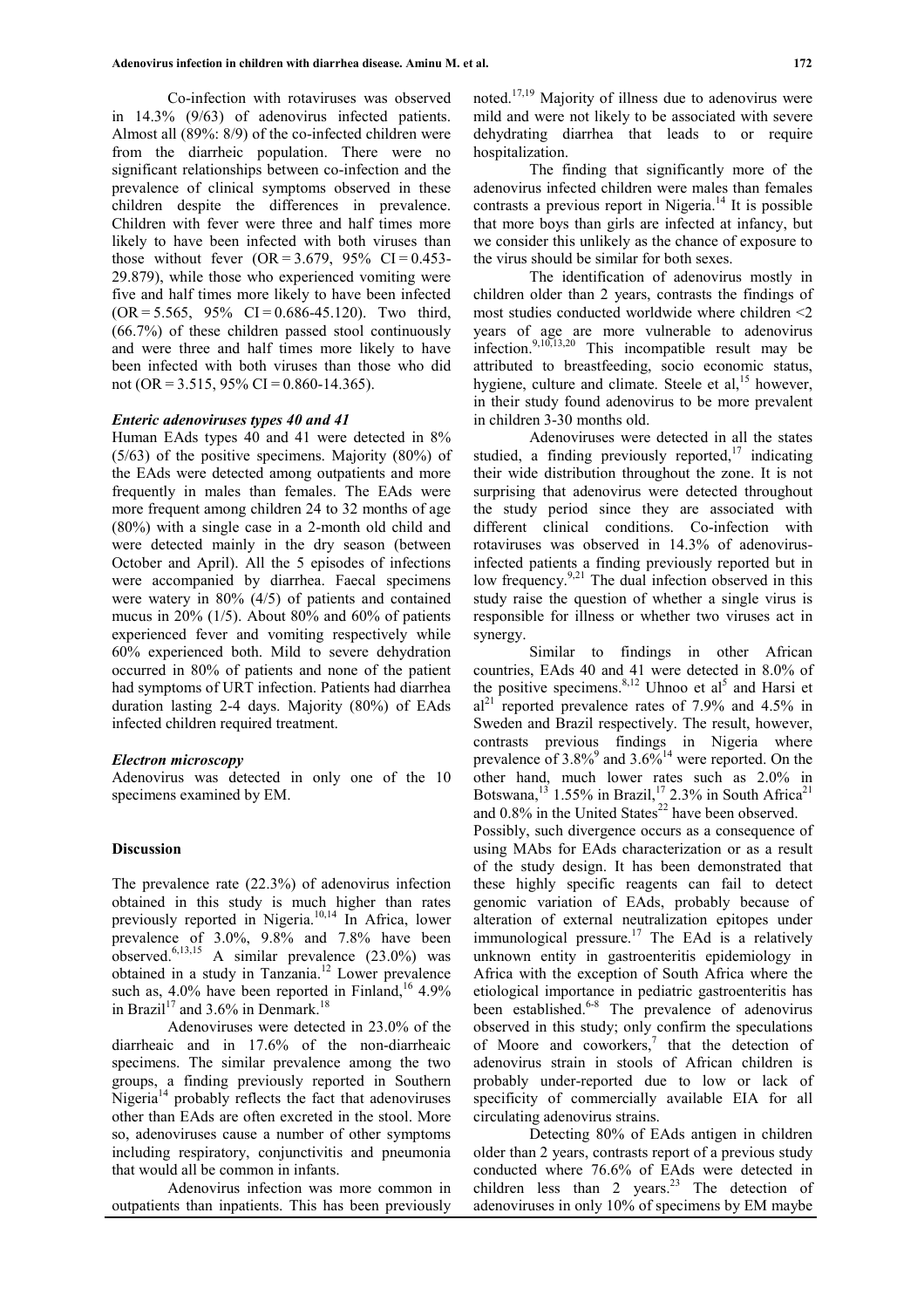Co-infection with rotaviruses was observed in 14.3% (9/63) of adenovirus infected patients. Almost all (89%: 8/9) of the co-infected children were from the diarrheic population. There were no significant relationships between co-infection and the prevalence of clinical symptoms observed in these children despite the differences in prevalence. Children with fever were three and half times more likely to have been infected with both viruses than those without fever (OR = 3.679, 95% CI = 0.453-29.879), while those who experienced vomiting were five and half times more likely to have been infected (OR = 5.565, 95% CI = 0.686-45.120). Two third, (66.7%) of these children passed stool continuously and were three and half times more likely to have been infected with both viruses than those who did not (OR = 3.515, 95% CI = 0.860-14.365).

### *Enteric adenoviruses types 40 and 41*

Human EAds types 40 and 41 were detected in 8% (5/63) of the positive specimens. Majority (80%) of the EAds were detected among outpatients and more frequently in males than females. The EAds were more frequent among children 24 to 32 months of age (80%) with a single case in a 2-month old child and were detected mainly in the dry season (between October and April). All the 5 episodes of infections were accompanied by diarrhea. Faecal specimens were watery in 80% (4/5) of patients and contained mucus in 20% (1/5). About 80% and 60% of patients experienced fever and vomiting respectively while 60% experienced both. Mild to severe dehydration occurred in 80% of patients and none of the patient had symptoms of URT infection. Patients had diarrhea duration lasting 2-4 days. Majority (80%) of EAds infected children required treatment.

### *Electron microscopy*

Adenovirus was detected in only one of the 10 specimens examined by EM.

## Discussion

The prevalence rate (22.3%) of adenovirus infection obtained in this study is much higher than rates previously reported in Nigeria.[10,14] In Africa, lower prevalence of 3.0%, 9.8% and 7.8% have been observed.[6,13,15] A similar prevalence (23.0%) was obtained in a study in Tanzania.[12] Lower prevalence such as, 4.0% have been reported in Finland,[16] 4.9% in Brazil[17] and 3.6% in Denmark.[18]

Adenoviruses were detected in 23.0% of the diarrheaic and in 17.6% of the non-diarrheaic specimens. The similar prevalence among the two groups, a finding previously reported in Southern Nigeria[14] probably reflects the fact that adenoviruses other than EAds are often excreted in the stool. More so, adenoviruses cause a number of other symptoms including respiratory, conjunctivitis and pneumonia that would all be common in infants.

Adenovirus infection was more common in outpatients than inpatients. This has been previously noted.[17,19] Majority of illness due to adenovirus were mild and were not likely to be associated with severe dehydrating diarrhea that leads to or require hospitalization.

The finding that significantly more of the adenovirus infected children were males than females contrasts a previous report in Nigeria.[14] It is possible that more boys than girls are infected at infancy, but we consider this unlikely as the chance of exposure to the virus should be similar for both sexes.

The identification of adenovirus mostly in children older than 2 years, contrasts the findings of most studies conducted worldwide where children <2 years of age are more vulnerable to adenovirus infection.[9,10,13,20] This incompatible result may be attributed to breastfeeding, socio economic status, hygiene, culture and climate. Steele et al,[15] however, in their study found adenovirus to be more prevalent in children 3-30 months old.

Adenoviruses were detected in all the states studied, a finding previously reported,[17] indicating their wide distribution throughout the zone. It is not surprising that adenovirus were detected throughout the study period since they are associated with different clinical conditions. Co-infection with rotaviruses was observed in 14.3% of adenovirus-infected patients a finding previously reported but in low frequency.[9,21] The dual infection observed in this study raise the question of whether a single virus is responsible for illness or whether two viruses act in synergy.

Similar to findings in other African countries, EAds 40 and 41 were detected in 8.0% of the positive specimens.[8,12] Uhnoo et al[5] and Harsi et al[21] reported prevalence rates of 7.9% and 4.5% in Sweden and Brazil respectively. The result, however, contrasts previous findings in Nigeria where prevalence of 3.8%[9] and 3.6%[14] were reported. On the other hand, much lower rates such as 2.0% in Botswana,[13] 1.55% in Brazil,[17] 2.3% in South Africa[21] and 0.8% in the United States[22] have been observed. Possibly, such divergence occurs as a consequence of using MAbs for EAds characterization or as a result of the study design. It has been demonstrated that these highly specific reagents can fail to detect genomic variation of EAds, probably because of alteration of external neutralization epitopes under immunological pressure.[17] The EAd is a relatively unknown entity in gastroenteritis epidemiology in Africa with the exception of South Africa where the etiological importance in pediatric gastroenteritis has been established.[6-8] The prevalence of adenovirus observed in this study; only confirm the speculations of Moore and coworkers,[7] that the detection of adenovirus strain in stools of African children is probably under-reported due to low or lack of specificity of commercially available EIA for all circulating adenovirus strains.

Detecting 80% of EAds antigen in children older than 2 years, contrasts report of a previous study conducted where 76.6% of EAds were detected in children less than 2 years.[23] The detection of adenoviruses in only 10% of specimens by EM maybe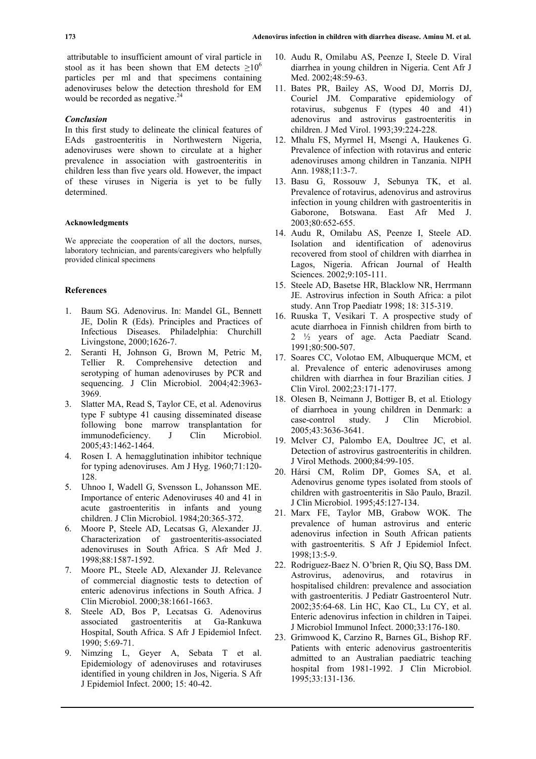attributable to insufficient amount of viral particle in stool as it has been shown that EM detects $\geq 10^6$ particles per ml and that specimens containing adenoviruses below the detection threshold for EM would be recorded as negative.[24]

### *Conclusion*

In this first study to delineate the clinical features of EAds gastroenteritis in Northwestern Nigeria, adenoviruses were shown to circulate at a higher prevalence in association with gastroenteritis in children less than five years old. However, the impact of these viruses in Nigeria is yet to be fully determined.

#### Acknowledgments

We appreciate the cooperation of all the doctors, nurses, laboratory technician, and parents/caregivers who helpfully provided clinical specimens

### References

1. Baum SG. Adenovirus. In: Mandel GL, Bennett JE, Dolin R (Eds). Principles and Practices of Infectious Diseases. Philadelphia: Churchill Livingstone, 2000;1626-7.
2. Seranti H, Johnson G, Brown M, Petric M, Tellier R. Comprehensive detection and serotyping of human adenoviruses by PCR and sequencing. J Clin Microbiol. 2004;42:3963-3969.
3. Slatter MA, Read S, Taylor CE, et al. Adenovirus type F subtype 41 causing disseminated disease following bone marrow transplantation for immunodeficiency. J Clin Microbiol. 2005;43:1462-1464.
4. Rosen I. A hemagglutination inhibitor technique for typing adenoviruses. Am J Hyg. 1960;71:120-128.
5. Uhnoo I, Wadell G, Svensson L, Johansson ME. Importance of enteric Adenoviruses 40 and 41 in acute gastroenteritis in infants and young children. J Clin Microbiol. 1984;20:365-372.
6. Moore P, Steele AD, Lecatsas G, Alexander JJ. Characterization of gastroenteritis-associated adenoviruses in South Africa. S Afr Med J. 1998;88:1587-1592.
7. Moore PL, Steele AD, Alexander JJ. Relevance of commercial diagnostic tests to detection of enteric adenovirus infections in South Africa. J Clin Microbiol. 2000;38:1661-1663.
8. Steele AD, Bos P, Lecatsas G. Adenovirus associated gastroenteritis at Ga-Rankuwa Hospital, South Africa. S Afr J Epidemiol Infect. 1990; 5:69-71.
9. Nimzing L, Geyer A, Sebata T et al. Epidemiology of adenoviruses and rotaviruses identified in young children in Jos, Nigeria. S Afr J Epidemiol Infect. 2000; 15: 40-42.
10. Audu R, Omilabu AS, Peenze I, Steele D. Viral diarrhea in young children in Nigeria. Cent Afr J Med. 2002;48:59-63.
11. Bates PR, Bailey AS, Wood DJ, Morris DJ, Couriel JM. Comparative epidemiology of rotavirus, subgenus F (types 40 and 41) adenovirus and astrovirus gastroenteritis in children. J Med Virol. 1993;39:224-228.
12. Mhalu FS, Myrmel H, Msengi A, Haukenes G. Prevalence of infection with rotavirus and enteric adenoviruses among children in Tanzania. NIPH Ann. 1988;11:3-7.
13. Basu G, Rossouw J, Sebunya TK, et al. Prevalence of rotavirus, adenovirus and astrovirus infection in young children with gastroenteritis in Gaborone, Botswana. East Afr Med J. 2003;80:652-655.
14. Audu R, Omilabu AS, Peenze I, Steele AD. Isolation and identification of adenovirus recovered from stool of children with diarrhea in Lagos, Nigeria. African Journal of Health Sciences. 2002;9:105-111.
15. Steele AD, Basetse HR, Blacklow NR, Herrmann JE. Astrovirus infection in South Africa: a pilot study. Ann Trop Paediatr 1998; 18: 315-319.
16. Ruuska T, Vesikari T. A prospective study of acute diarrhoea in Finnish children from birth to 2 ½ years of age. Acta Paediatr Scand. 1991;80:500-507.
17. Soares CC, Volotao EM, Albuquerque MCM, et al. Prevalence of enteric adenoviruses among children with diarrhea in four Brazilian cities. J Clin Virol. 2002;23:171-177.
18. Olesen B, Neimann J, Bottiger B, et al. Etiology of diarrhoea in young children in Denmark: a case-control study. J Clin Microbiol. 2005;43:3636-3641.
19. Mclver CJ, Palombo EA, Doultree JC, et al. Detection of astrovirus gastroenteritis in children. J Virol Methods. 2000;84:99-105.
20. Hársi CM, Rolim DP, Gomes SA, et al. Adenovirus genome types isolated from stools of children with gastroenteritis in São Paulo, Brazil. J Clin Microbiol. 1995;45:127-134.
21. Marx FE, Taylor MB, Grabow WOK. The prevalence of human astrovirus and enteric adenovirus infection in South African patients with gastroenteritis. S Afr J Epidemiol Infect. 1998;13:5-9.
22. Rodriguez-Baez N. O'brien R, Qiu SQ, Bass DM. Astrovirus, adenovirus, and rotavirus in hospitalised children: prevalence and association with gastroenteritis. J Pediatr Gastroenterol Nutr. 2002;35:64-68. Lin HC, Kao CL, Lu CY, et al. Enteric adenovirus infection in children in Taipei. J Microbiol Immunol Infect. 2000;33:176-180.
23. Grimwood K, Carzino R, Barnes GL, Bishop RF. Patients with enteric adenovirus gastroenteritis admitted to an Australian paediatric teaching hospital from 1981-1992. J Clin Microbiol. 1995;33:131-136.